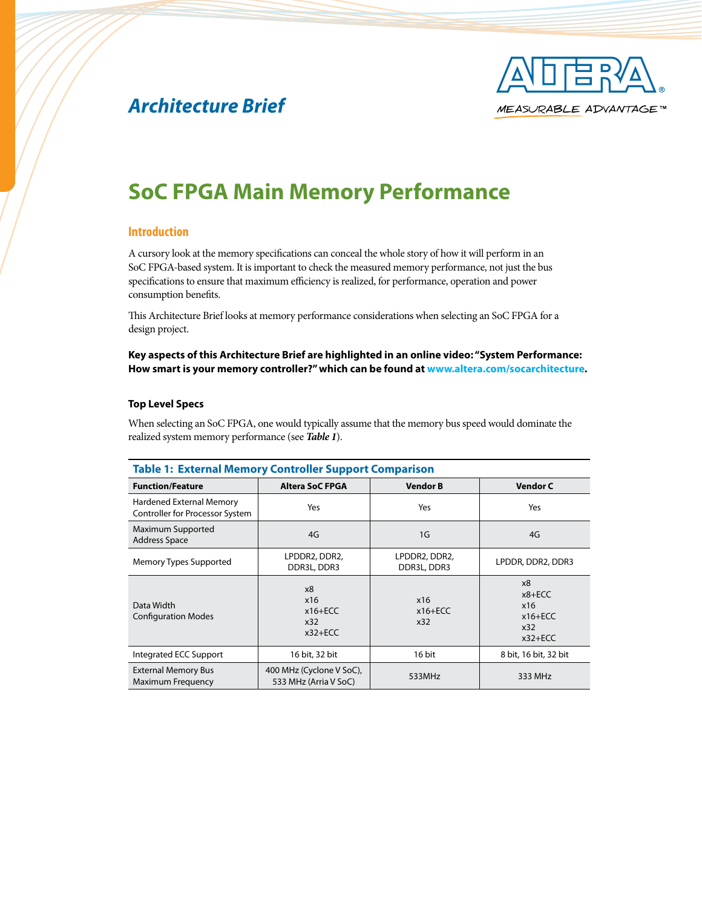*Architecture Brief*

# SoC FPGA Main Memory Performance

## Introduction

A cursory look at the memory specifications can conceal the whole story of how it will perform in an SoC FPGA-based system. It is important to check the measured memory performance, not just the bus specifications to ensure that maximum efficiency is realized, for performance, operation and power consumption benefits.

This Architecture Brief looks at memory performance considerations when selecting an SoC FPGA for a design project.

**Key aspects of this Architecture Brief are highlighted in an online video: "System Performance: How smart is your memory controller?" which can be found at www.altera.com/socarchitecture.**

### Top Level Specs

When selecting an SoC FPGA, one would typically assume that the memory bus speed would dominate the realized system memory performance (see ***Table 1***).

**Table 1: External Memory Controller Support Comparison**

| Function/Feature | Altera SoC FPGA | Vendor B | Vendor C |
|---|---|---|---|
| Hardened External Memory Controller for Processor System | Yes | Yes | Yes |
| Maximum Supported Address Space | 4G | 1G | 4G |
| Memory Types Supported | LPDDR2, DDR2, DDR3L, DDR3 | LPDDR2, DDR2, DDR3L, DDR3 | LPDDR, DDR2, DDR3 |
| Data Width Configuration Modes | x8<br>x16<br>x16+ECC<br>x32<br>x32+ECC | x16<br>x16+ECC<br>x32 | x8<br>x8+ECC<br>x16<br>x16+ECC<br>x32<br>x32+ECC |
| Integrated ECC Support | 16 bit, 32 bit | 16 bit | 8 bit, 16 bit, 32 bit |
| External Memory Bus Maximum Frequency | 400 MHz (Cyclone V SoC), 533 MHz (Arria V SoC) | 533MHz | 333 MHz |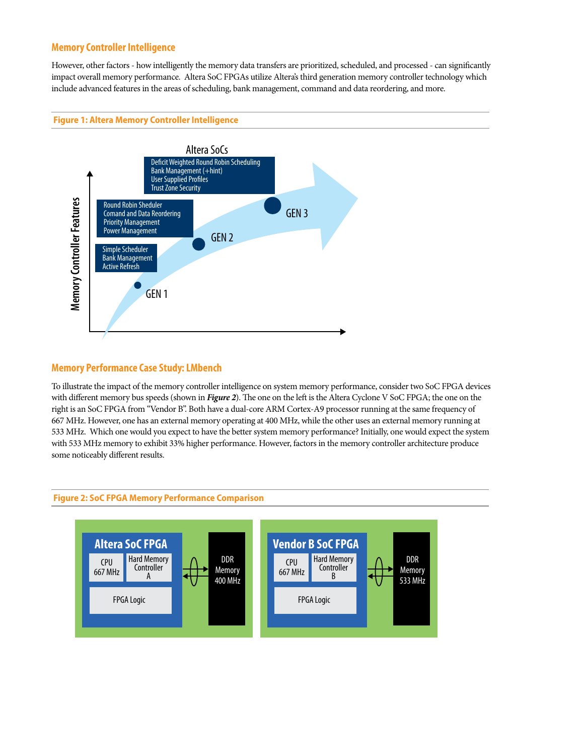## Memory Controller Intelligence

However, other factors - how intelligently the memory data transfers are prioritized, scheduled, and processed - can significantly impact overall memory performance. Altera SoC FPGAs utilize Altera's third generation memory controller technology which include advanced features in the areas of scheduling, bank management, command and data reordering, and more.

**Figure 1: Altera Memory Controller Intelligence**

Altera SoCs

GEN 1: Simple Scheduler, Bank Management, Active Refresh

GEN 2: Round Robin Sheduler, Comand and Data Reordering, Priority Management, Power Management

GEN 3: Deficit Weighted Round Robin Scheduling, Bank Management (+hint), User Supplied Profiles, Trust Zone Security

Memory Controller Features

## Memory Performance Case Study: LMbench

To illustrate the impact of the memory controller intelligence on system memory performance, consider two SoC FPGA devices with different memory bus speeds (shown in ***Figure 2***). The one on the left is the Altera Cyclone V SoC FPGA; the one on the right is an SoC FPGA from "Vendor B". Both have a dual-core ARM Cortex-A9 processor running at the same frequency of 667 MHz. However, one has an external memory operating at 400 MHz, while the other uses an external memory running at 533 MHz. Which one would you expect to have the better system memory performance? Initially, one would expect the system with 533 MHz memory to exhibit 33% higher performance. However, factors in the memory controller architecture produce some noticeably different results.

**Figure 2: SoC FPGA Memory Performance Comparison**

Altera SoC FPGA: CPU 667 MHz, Hard Memory Controller A, FPGA Logic — DDR Memory 400 MHz

Vendor B SoC FPGA: CPU 667 MHz, Hard Memory Controller B, FPGA Logic — DDR Memory 533 MHz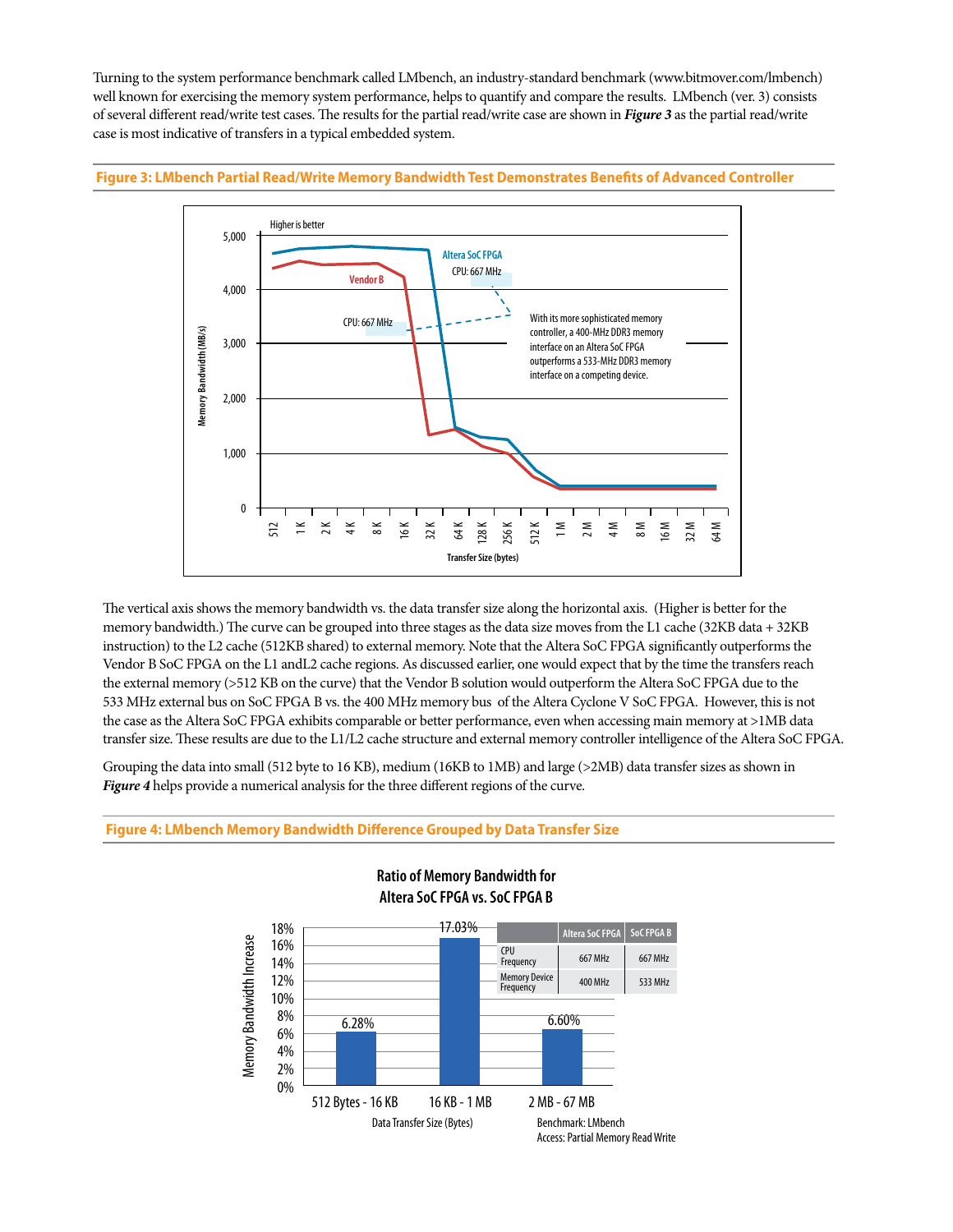Turning to the system performance benchmark called LMbench, an industry-standard benchmark (www.bitmover.com/lmbench) well known for exercising the memory system performance, helps to quantify and compare the results. LMbench (ver. 3) consists of several different read/write test cases. The results for the partial read/write case are shown in ***Figure 3*** as the partial read/write case is most indicative of transfers in a typical embedded system.

**Figure 3: LMbench Partial Read/Write Memory Bandwidth Test Demonstrates Benefits of Advanced Controller**

The vertical axis shows the memory bandwidth vs. the data transfer size along the horizontal axis. (Higher is better for the memory bandwidth.) The curve can be grouped into three stages as the data size moves from the L1 cache (32KB data + 32KB instruction) to the L2 cache (512KB shared) to external memory. Note that the Altera SoC FPGA significantly outperforms the Vendor B SoC FPGA on the L1 andL2 cache regions. As discussed earlier, one would expect that by the time the transfers reach the external memory (>512 KB on the curve) that the Vendor B solution would outperform the Altera SoC FPGA due to the 533 MHz external bus on SoC FPGA B vs. the 400 MHz memory bus of the Altera Cyclone V SoC FPGA. However, this is not the case as the Altera SoC FPGA exhibits comparable or better performance, even when accessing main memory at >1MB data transfer size. These results are due to the L1/L2 cache structure and external memory controller intelligence of the Altera SoC FPGA.

Grouping the data into small (512 byte to 16 KB), medium (16KB to 1MB) and large (>2MB) data transfer sizes as shown in ***Figure 4*** helps provide a numerical analysis for the three different regions of the curve.

**Figure 4: LMbench Memory Bandwidth Difference Grouped by Data Transfer Size**

| | Altera SoC FPGA | SoC FPGA B |
|---|---|---|
| CPU Frequency | 667 MHz | 667 MHz |
| Memory Device Frequency | 400 MHz | 533 MHz |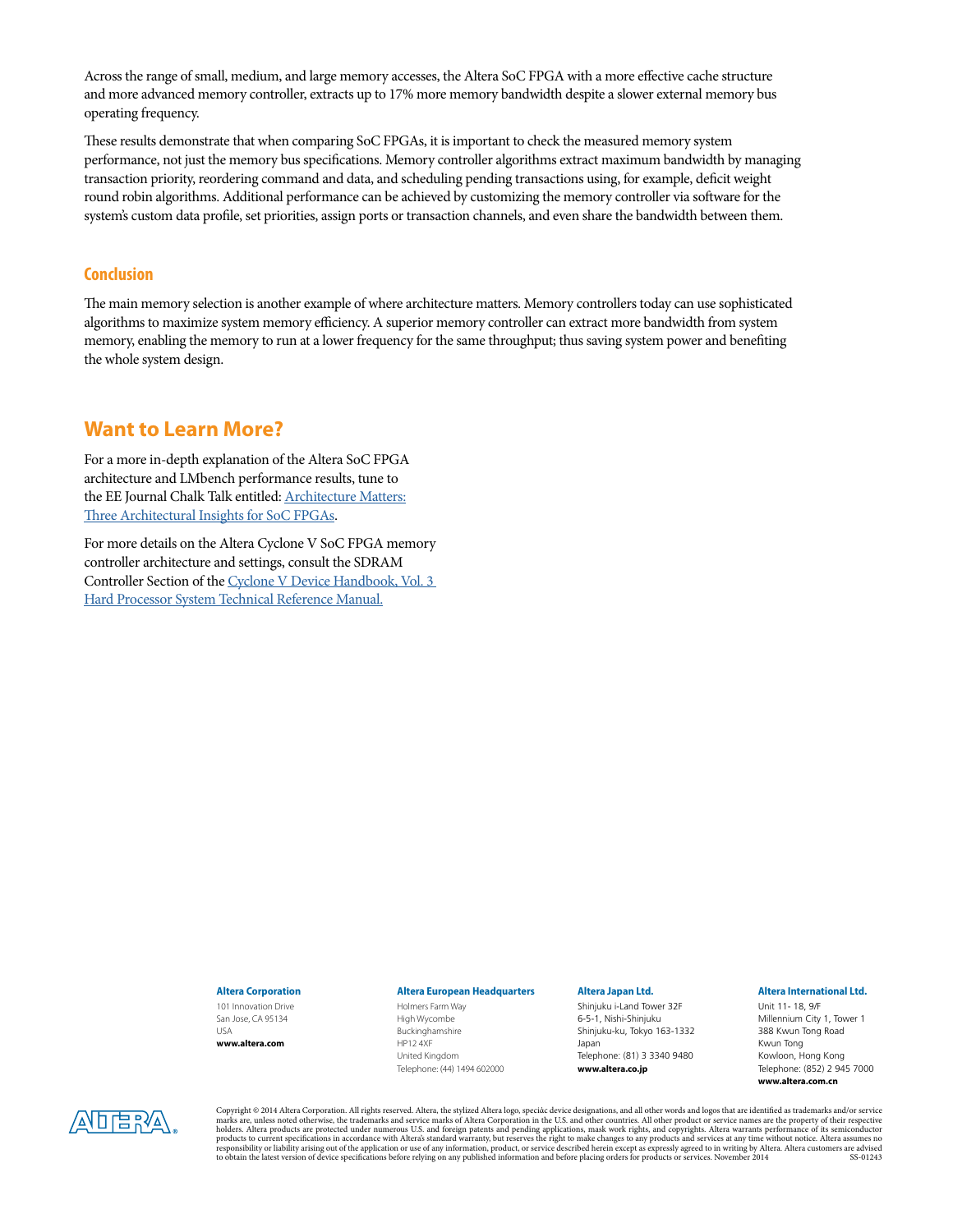Across the range of small, medium, and large memory accesses, the Altera SoC FPGA with a more effective cache structure and more advanced memory controller, extracts up to 17% more memory bandwidth despite a slower external memory bus operating frequency.

These results demonstrate that when comparing SoC FPGAs, it is important to check the measured memory system performance, not just the memory bus specifications. Memory controller algorithms extract maximum bandwidth by managing transaction priority, reordering command and data, and scheduling pending transactions using, for example, deficit weight round robin algorithms. Additional performance can be achieved by customizing the memory controller via software for the system's custom data profile, set priorities, assign ports or transaction channels, and even share the bandwidth between them.

### Conclusion

The main memory selection is another example of where architecture matters. Memory controllers today can use sophisticated algorithms to maximize system memory efficiency. A superior memory controller can extract more bandwidth from system memory, enabling the memory to run at a lower frequency for the same throughput; thus saving system power and benefiting the whole system design.

## Want to Learn More?

For a more in-depth explanation of the Altera SoC FPGA architecture and LMbench performance results, tune to the EE Journal Chalk Talk entitled: Architecture Matters: Three Architectural Insights for SoC FPGAs.

For more details on the Altera Cyclone V SoC FPGA memory controller architecture and settings, consult the SDRAM Controller Section of the Cyclone V Device Handbook, Vol. 3 Hard Processor System Technical Reference Manual.

**Altera Corporation**
101 Innovation Drive
San Jose, CA 95134
USA
**www.altera.com**

**Altera European Headquarters**
Holmers Farm Way
High Wycombe
Buckinghamshire
HP12 4XF
United Kingdom
Telephone: (44) 1494 602000

**Altera Japan Ltd.**
Shinjuku i-Land Tower 32F
6-5-1, Nishi-Shinjuku
Shinjuku-ku, Tokyo 163-1332
Japan
Telephone: (81) 3 3340 9480
**www.altera.co.jp**

**Altera International Ltd.**
Unit 11- 18, 9/F
Millennium City 1, Tower 1
388 Kwun Tong Road
Kwun Tong
Kowloon, Hong Kong
Telephone: (852) 2 945 7000
**www.altera.com.cn**

Copyright © 2014 Altera Corporation. All rights reserved. Altera, the stylized Altera logo, specific device designations, and all other words and logos that are identified as trademarks and/or service marks are, unless noted otherwise, the trademarks and service marks of Altera Corporation in the U.S. and other countries. All other product or service names are the property of their respective holders. Altera products are protected under numerous U.S. and foreign patents and pending applications, mask work rights, and copyrights. Altera warrants performance of its semiconductor products to current specifications in accordance with Altera's standard warranty, but reserves the right to make changes to any products and services at any time without notice. Altera assumes no responsibility or liability arising out of the application or use of any information, product, or service described herein except as expressly agreed to in writing by Altera. Altera customers are advised to obtain the latest version of device specifications before relying on any published information and before placing orders for products or services. November 2014 SS-01243